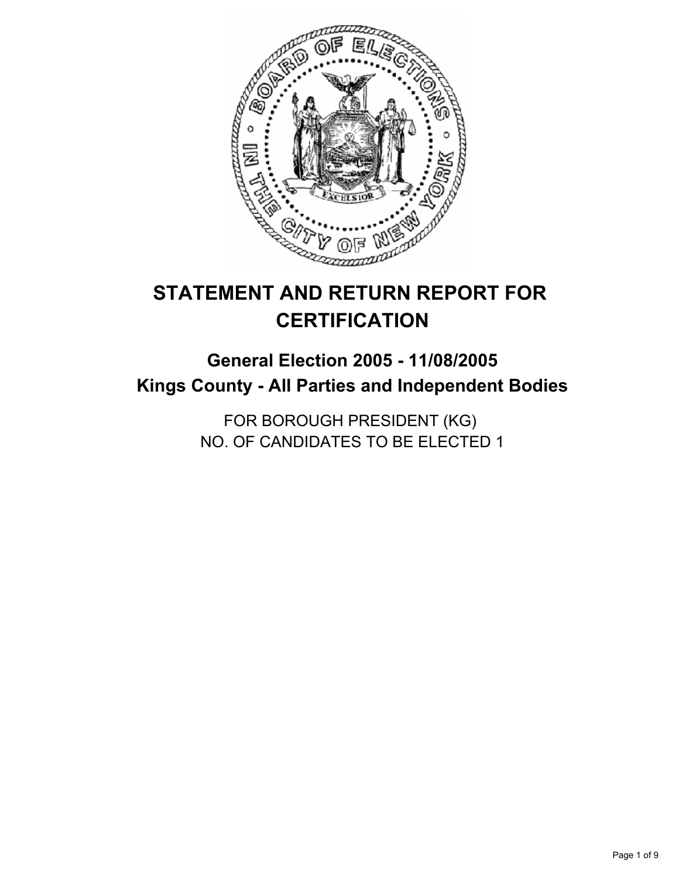# STATEMENT AND RETURN REPORT FOR CERTIFICATION

## General Election 2005 - 11/08/2005
## Kings County - All Parties and Independent Bodies

FOR BOROUGH PRESIDENT (KG)
NO. OF CANDIDATES TO BE ELECTED 1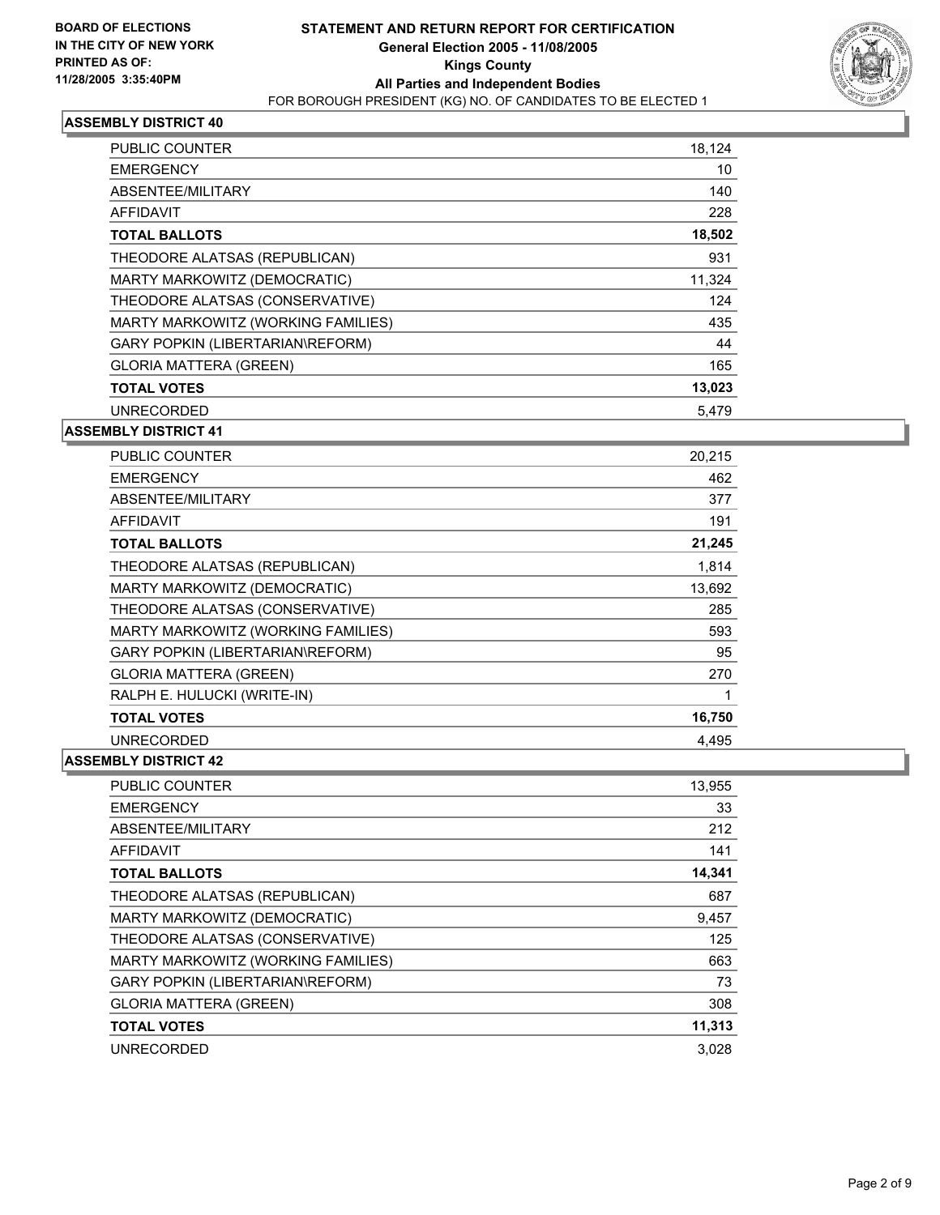BOARD OF ELECTIONS
IN THE CITY OF NEW YORK
PRINTED AS OF:
11/28/2005 3:35:40PM

# STATEMENT AND RETURN REPORT FOR CERTIFICATION
## General Election 2005 - 11/08/2005
## Kings County
## All Parties and Independent Bodies
FOR BOROUGH PRESIDENT (KG) NO. OF CANDIDATES TO BE ELECTED 1

### ASSEMBLY DISTRICT 40

| | |
|---|---|
| PUBLIC COUNTER | 18,124 |
| EMERGENCY | 10 |
| ABSENTEE/MILITARY | 140 |
| AFFIDAVIT | 228 |
| **TOTAL BALLOTS** | **18,502** |
| THEODORE ALATSAS (REPUBLICAN) | 931 |
| MARTY MARKOWITZ (DEMOCRATIC) | 11,324 |
| THEODORE ALATSAS (CONSERVATIVE) | 124 |
| MARTY MARKOWITZ (WORKING FAMILIES) | 435 |
| GARY POPKIN (LIBERTARIAN\REFORM) | 44 |
| GLORIA MATTERA (GREEN) | 165 |
| **TOTAL VOTES** | **13,023** |
| UNRECORDED | 5,479 |

### ASSEMBLY DISTRICT 41

| | |
|---|---|
| PUBLIC COUNTER | 20,215 |
| EMERGENCY | 462 |
| ABSENTEE/MILITARY | 377 |
| AFFIDAVIT | 191 |
| **TOTAL BALLOTS** | **21,245** |
| THEODORE ALATSAS (REPUBLICAN) | 1,814 |
| MARTY MARKOWITZ (DEMOCRATIC) | 13,692 |
| THEODORE ALATSAS (CONSERVATIVE) | 285 |
| MARTY MARKOWITZ (WORKING FAMILIES) | 593 |
| GARY POPKIN (LIBERTARIAN\REFORM) | 95 |
| GLORIA MATTERA (GREEN) | 270 |
| RALPH E. HULUCKI (WRITE-IN) | 1 |
| **TOTAL VOTES** | **16,750** |
| UNRECORDED | 4,495 |

### ASSEMBLY DISTRICT 42

| | |
|---|---|
| PUBLIC COUNTER | 13,955 |
| EMERGENCY | 33 |
| ABSENTEE/MILITARY | 212 |
| AFFIDAVIT | 141 |
| **TOTAL BALLOTS** | **14,341** |
| THEODORE ALATSAS (REPUBLICAN) | 687 |
| MARTY MARKOWITZ (DEMOCRATIC) | 9,457 |
| THEODORE ALATSAS (CONSERVATIVE) | 125 |
| MARTY MARKOWITZ (WORKING FAMILIES) | 663 |
| GARY POPKIN (LIBERTARIAN\REFORM) | 73 |
| GLORIA MATTERA (GREEN) | 308 |
| **TOTAL VOTES** | **11,313** |
| UNRECORDED | 3,028 |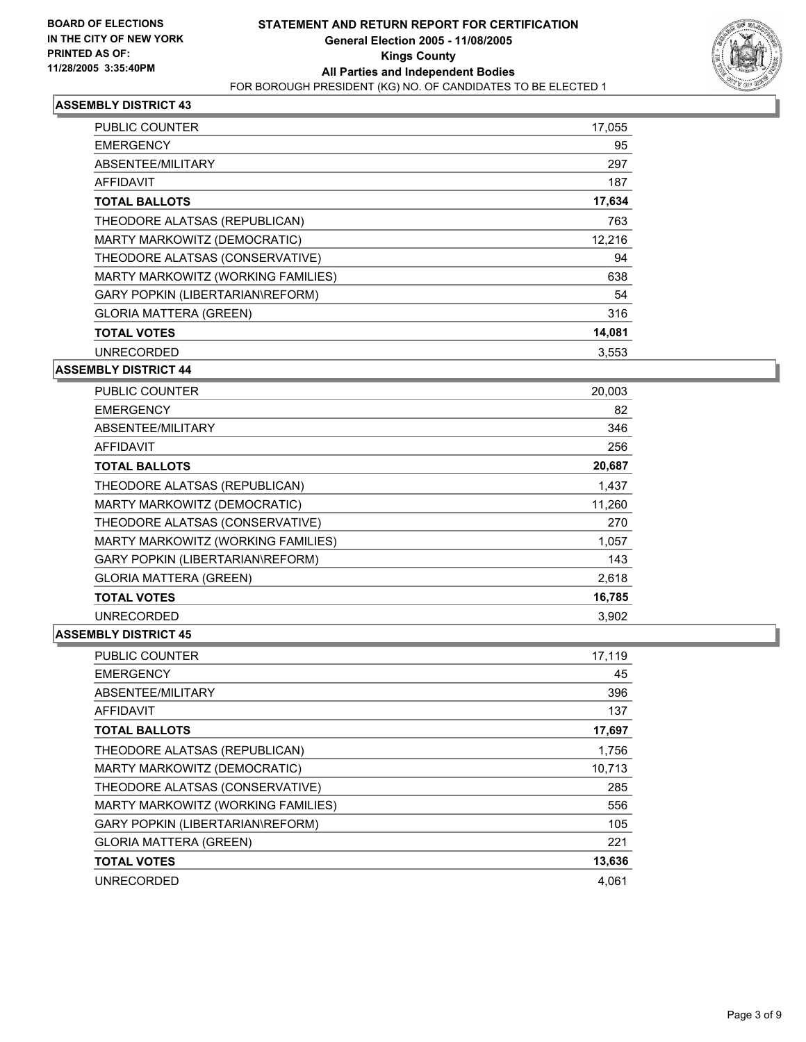**BOARD OF ELECTIONS IN THE CITY OF NEW YORK**
**PRINTED AS OF: 11/28/2005 3:35:40PM**

# STATEMENT AND RETURN REPORT FOR CERTIFICATION
## General Election 2005 - 11/08/2005
## Kings County
## All Parties and Independent Bodies
FOR BOROUGH PRESIDENT (KG) NO. OF CANDIDATES TO BE ELECTED 1

### ASSEMBLY DISTRICT 43

| | |
|---|---|
| PUBLIC COUNTER | 17,055 |
| EMERGENCY | 95 |
| ABSENTEE/MILITARY | 297 |
| AFFIDAVIT | 187 |
| **TOTAL BALLOTS** | **17,634** |
| THEODORE ALATSAS (REPUBLICAN) | 763 |
| MARTY MARKOWITZ (DEMOCRATIC) | 12,216 |
| THEODORE ALATSAS (CONSERVATIVE) | 94 |
| MARTY MARKOWITZ (WORKING FAMILIES) | 638 |
| GARY POPKIN (LIBERTARIAN\REFORM) | 54 |
| GLORIA MATTERA (GREEN) | 316 |
| **TOTAL VOTES** | **14,081** |
| UNRECORDED | 3,553 |

### ASSEMBLY DISTRICT 44

| | |
|---|---|
| PUBLIC COUNTER | 20,003 |
| EMERGENCY | 82 |
| ABSENTEE/MILITARY | 346 |
| AFFIDAVIT | 256 |
| **TOTAL BALLOTS** | **20,687** |
| THEODORE ALATSAS (REPUBLICAN) | 1,437 |
| MARTY MARKOWITZ (DEMOCRATIC) | 11,260 |
| THEODORE ALATSAS (CONSERVATIVE) | 270 |
| MARTY MARKOWITZ (WORKING FAMILIES) | 1,057 |
| GARY POPKIN (LIBERTARIAN\REFORM) | 143 |
| GLORIA MATTERA (GREEN) | 2,618 |
| **TOTAL VOTES** | **16,785** |
| UNRECORDED | 3,902 |

### ASSEMBLY DISTRICT 45

| | |
|---|---|
| PUBLIC COUNTER | 17,119 |
| EMERGENCY | 45 |
| ABSENTEE/MILITARY | 396 |
| AFFIDAVIT | 137 |
| **TOTAL BALLOTS** | **17,697** |
| THEODORE ALATSAS (REPUBLICAN) | 1,756 |
| MARTY MARKOWITZ (DEMOCRATIC) | 10,713 |
| THEODORE ALATSAS (CONSERVATIVE) | 285 |
| MARTY MARKOWITZ (WORKING FAMILIES) | 556 |
| GARY POPKIN (LIBERTARIAN\REFORM) | 105 |
| GLORIA MATTERA (GREEN) | 221 |
| **TOTAL VOTES** | **13,636** |
| UNRECORDED | 4,061 |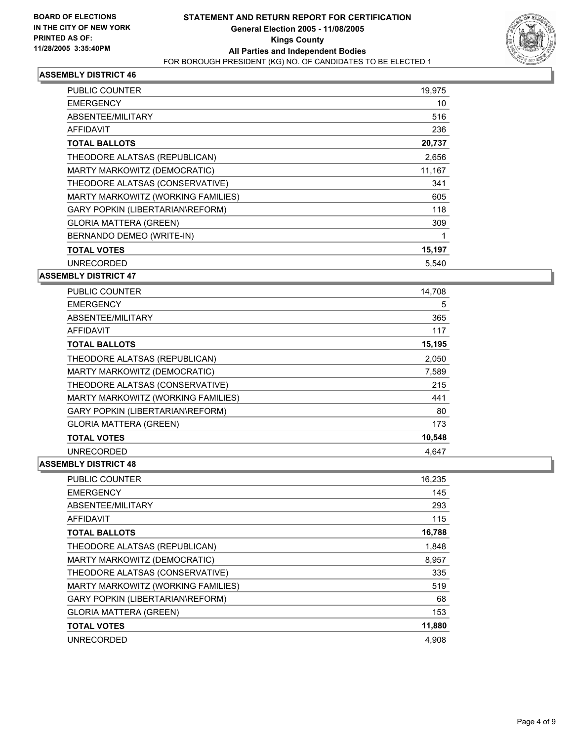**BOARD OF ELECTIONS IN THE CITY OF NEW YORK PRINTED AS OF: 11/28/2005 3:35:40PM**

# STATEMENT AND RETURN REPORT FOR CERTIFICATION

## General Election 2005 - 11/08/2005
## Kings County
## All Parties and Independent Bodies

FOR BOROUGH PRESIDENT (KG) NO. OF CANDIDATES TO BE ELECTED 1

### ASSEMBLY DISTRICT 46

| | |
|---|---|
| PUBLIC COUNTER | 19,975 |
| EMERGENCY | 10 |
| ABSENTEE/MILITARY | 516 |
| AFFIDAVIT | 236 |
| **TOTAL BALLOTS** | **20,737** |
| THEODORE ALATSAS (REPUBLICAN) | 2,656 |
| MARTY MARKOWITZ (DEMOCRATIC) | 11,167 |
| THEODORE ALATSAS (CONSERVATIVE) | 341 |
| MARTY MARKOWITZ (WORKING FAMILIES) | 605 |
| GARY POPKIN (LIBERTARIAN\REFORM) | 118 |
| GLORIA MATTERA (GREEN) | 309 |
| BERNANDO DEMEO (WRITE-IN) | 1 |
| **TOTAL VOTES** | **15,197** |
| UNRECORDED | 5,540 |

### ASSEMBLY DISTRICT 47

| | |
|---|---|
| PUBLIC COUNTER | 14,708 |
| EMERGENCY | 5 |
| ABSENTEE/MILITARY | 365 |
| AFFIDAVIT | 117 |
| **TOTAL BALLOTS** | **15,195** |
| THEODORE ALATSAS (REPUBLICAN) | 2,050 |
| MARTY MARKOWITZ (DEMOCRATIC) | 7,589 |
| THEODORE ALATSAS (CONSERVATIVE) | 215 |
| MARTY MARKOWITZ (WORKING FAMILIES) | 441 |
| GARY POPKIN (LIBERTARIAN\REFORM) | 80 |
| GLORIA MATTERA (GREEN) | 173 |
| **TOTAL VOTES** | **10,548** |
| UNRECORDED | 4,647 |

### ASSEMBLY DISTRICT 48

| | |
|---|---|
| PUBLIC COUNTER | 16,235 |
| EMERGENCY | 145 |
| ABSENTEE/MILITARY | 293 |
| AFFIDAVIT | 115 |
| **TOTAL BALLOTS** | **16,788** |
| THEODORE ALATSAS (REPUBLICAN) | 1,848 |
| MARTY MARKOWITZ (DEMOCRATIC) | 8,957 |
| THEODORE ALATSAS (CONSERVATIVE) | 335 |
| MARTY MARKOWITZ (WORKING FAMILIES) | 519 |
| GARY POPKIN (LIBERTARIAN\REFORM) | 68 |
| GLORIA MATTERA (GREEN) | 153 |
| **TOTAL VOTES** | **11,880** |
| UNRECORDED | 4,908 |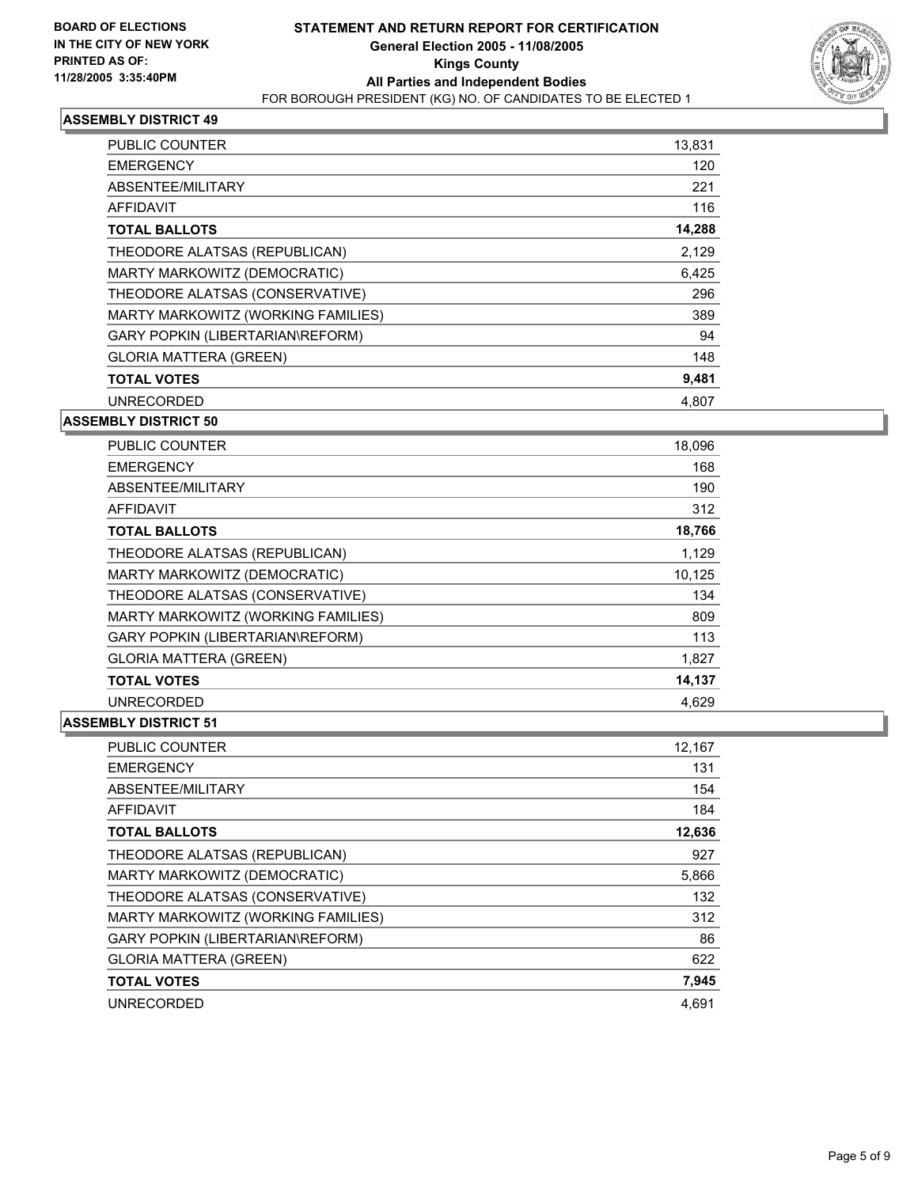**BOARD OF ELECTIONS IN THE CITY OF NEW YORK PRINTED AS OF: 11/28/2005 3:35:40PM**

# STATEMENT AND RETURN REPORT FOR CERTIFICATION
## General Election 2005 - 11/08/2005
## Kings County
## All Parties and Independent Bodies
FOR BOROUGH PRESIDENT (KG) NO. OF CANDIDATES TO BE ELECTED 1

### ASSEMBLY DISTRICT 49

| | |
|---|---|
| PUBLIC COUNTER | 13,831 |
| EMERGENCY | 120 |
| ABSENTEE/MILITARY | 221 |
| AFFIDAVIT | 116 |
| **TOTAL BALLOTS** | **14,288** |
| THEODORE ALATSAS (REPUBLICAN) | 2,129 |
| MARTY MARKOWITZ (DEMOCRATIC) | 6,425 |
| THEODORE ALATSAS (CONSERVATIVE) | 296 |
| MARTY MARKOWITZ (WORKING FAMILIES) | 389 |
| GARY POPKIN (LIBERTARIAN\REFORM) | 94 |
| GLORIA MATTERA (GREEN) | 148 |
| **TOTAL VOTES** | **9,481** |
| UNRECORDED | 4,807 |

### ASSEMBLY DISTRICT 50

| | |
|---|---|
| PUBLIC COUNTER | 18,096 |
| EMERGENCY | 168 |
| ABSENTEE/MILITARY | 190 |
| AFFIDAVIT | 312 |
| **TOTAL BALLOTS** | **18,766** |
| THEODORE ALATSAS (REPUBLICAN) | 1,129 |
| MARTY MARKOWITZ (DEMOCRATIC) | 10,125 |
| THEODORE ALATSAS (CONSERVATIVE) | 134 |
| MARTY MARKOWITZ (WORKING FAMILIES) | 809 |
| GARY POPKIN (LIBERTARIAN\REFORM) | 113 |
| GLORIA MATTERA (GREEN) | 1,827 |
| **TOTAL VOTES** | **14,137** |
| UNRECORDED | 4,629 |

### ASSEMBLY DISTRICT 51

| | |
|---|---|
| PUBLIC COUNTER | 12,167 |
| EMERGENCY | 131 |
| ABSENTEE/MILITARY | 154 |
| AFFIDAVIT | 184 |
| **TOTAL BALLOTS** | **12,636** |
| THEODORE ALATSAS (REPUBLICAN) | 927 |
| MARTY MARKOWITZ (DEMOCRATIC) | 5,866 |
| THEODORE ALATSAS (CONSERVATIVE) | 132 |
| MARTY MARKOWITZ (WORKING FAMILIES) | 312 |
| GARY POPKIN (LIBERTARIAN\REFORM) | 86 |
| GLORIA MATTERA (GREEN) | 622 |
| **TOTAL VOTES** | **7,945** |
| UNRECORDED | 4,691 |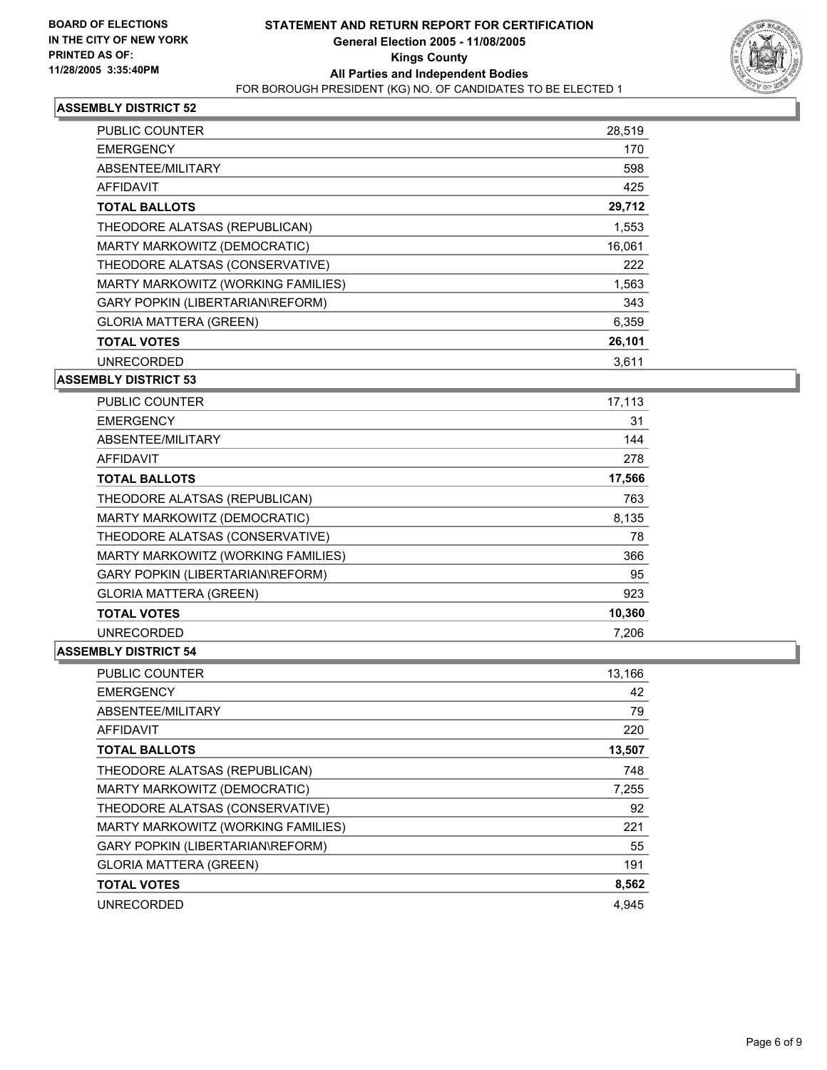BOARD OF ELECTIONS
IN THE CITY OF NEW YORK
PRINTED AS OF:
11/28/2005 3:35:40PM

# STATEMENT AND RETURN REPORT FOR CERTIFICATION
## General Election 2005 - 11/08/2005
## Kings County
## All Parties and Independent Bodies
FOR BOROUGH PRESIDENT (KG) NO. OF CANDIDATES TO BE ELECTED 1

### ASSEMBLY DISTRICT 52

| | |
|---|---|
| PUBLIC COUNTER | 28,519 |
| EMERGENCY | 170 |
| ABSENTEE/MILITARY | 598 |
| AFFIDAVIT | 425 |
| **TOTAL BALLOTS** | **29,712** |
| THEODORE ALATSAS (REPUBLICAN) | 1,553 |
| MARTY MARKOWITZ (DEMOCRATIC) | 16,061 |
| THEODORE ALATSAS (CONSERVATIVE) | 222 |
| MARTY MARKOWITZ (WORKING FAMILIES) | 1,563 |
| GARY POPKIN (LIBERTARIAN\REFORM) | 343 |
| GLORIA MATTERA (GREEN) | 6,359 |
| **TOTAL VOTES** | **26,101** |
| UNRECORDED | 3,611 |

### ASSEMBLY DISTRICT 53

| | |
|---|---|
| PUBLIC COUNTER | 17,113 |
| EMERGENCY | 31 |
| ABSENTEE/MILITARY | 144 |
| AFFIDAVIT | 278 |
| **TOTAL BALLOTS** | **17,566** |
| THEODORE ALATSAS (REPUBLICAN) | 763 |
| MARTY MARKOWITZ (DEMOCRATIC) | 8,135 |
| THEODORE ALATSAS (CONSERVATIVE) | 78 |
| MARTY MARKOWITZ (WORKING FAMILIES) | 366 |
| GARY POPKIN (LIBERTARIAN\REFORM) | 95 |
| GLORIA MATTERA (GREEN) | 923 |
| **TOTAL VOTES** | **10,360** |
| UNRECORDED | 7,206 |

### ASSEMBLY DISTRICT 54

| | |
|---|---|
| PUBLIC COUNTER | 13,166 |
| EMERGENCY | 42 |
| ABSENTEE/MILITARY | 79 |
| AFFIDAVIT | 220 |
| **TOTAL BALLOTS** | **13,507** |
| THEODORE ALATSAS (REPUBLICAN) | 748 |
| MARTY MARKOWITZ (DEMOCRATIC) | 7,255 |
| THEODORE ALATSAS (CONSERVATIVE) | 92 |
| MARTY MARKOWITZ (WORKING FAMILIES) | 221 |
| GARY POPKIN (LIBERTARIAN\REFORM) | 55 |
| GLORIA MATTERA (GREEN) | 191 |
| **TOTAL VOTES** | **8,562** |
| UNRECORDED | 4,945 |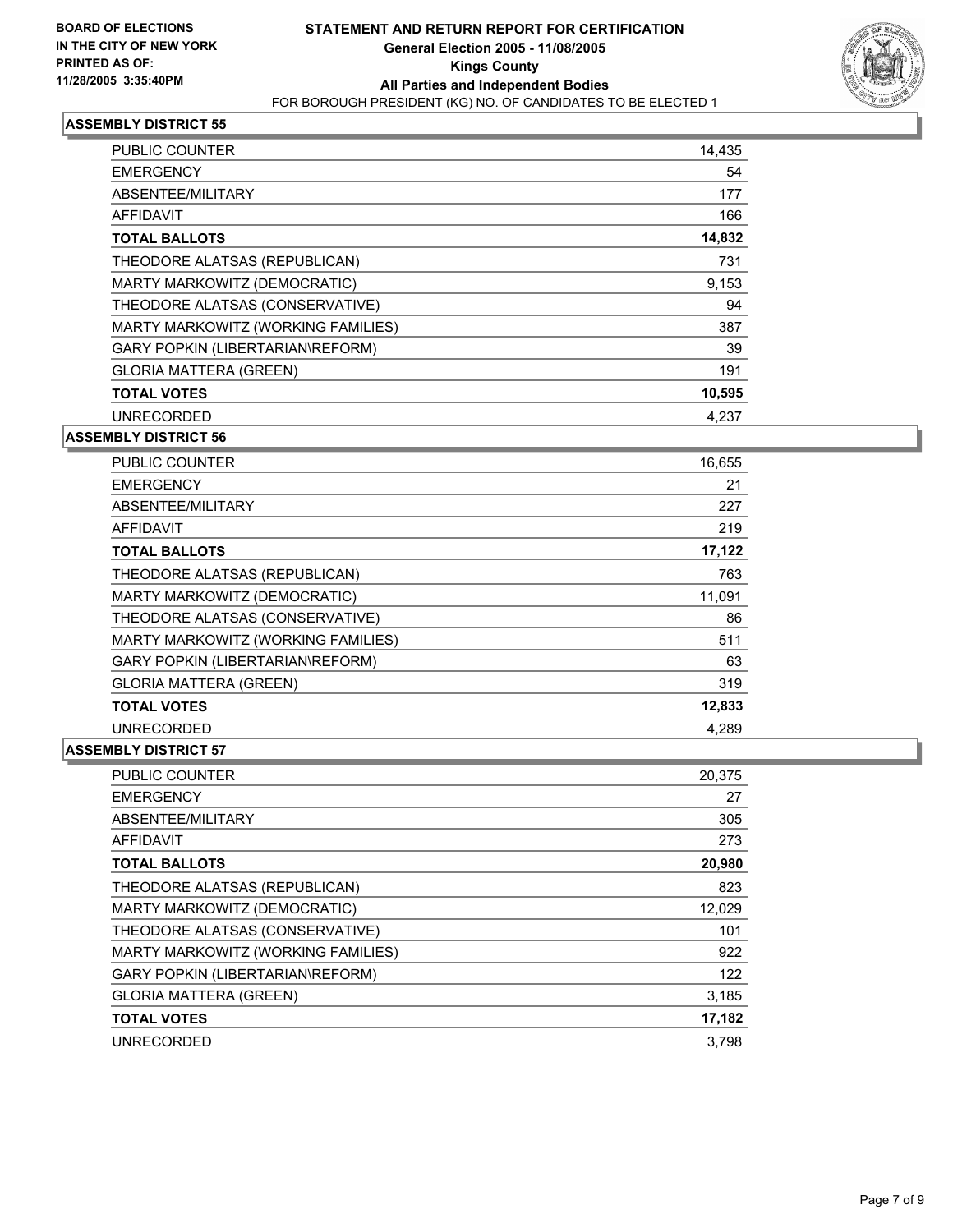**BOARD OF ELECTIONS IN THE CITY OF NEW YORK**
**PRINTED AS OF: 11/28/2005 3:35:40PM**

# STATEMENT AND RETURN REPORT FOR CERTIFICATION
## General Election 2005 - 11/08/2005
## Kings County
## All Parties and Independent Bodies
FOR BOROUGH PRESIDENT (KG) NO. OF CANDIDATES TO BE ELECTED 1

### ASSEMBLY DISTRICT 55

| | |
|---|---|
| PUBLIC COUNTER | 14,435 |
| EMERGENCY | 54 |
| ABSENTEE/MILITARY | 177 |
| AFFIDAVIT | 166 |
| **TOTAL BALLOTS** | **14,832** |
| THEODORE ALATSAS (REPUBLICAN) | 731 |
| MARTY MARKOWITZ (DEMOCRATIC) | 9,153 |
| THEODORE ALATSAS (CONSERVATIVE) | 94 |
| MARTY MARKOWITZ (WORKING FAMILIES) | 387 |
| GARY POPKIN (LIBERTARIAN\REFORM) | 39 |
| GLORIA MATTERA (GREEN) | 191 |
| **TOTAL VOTES** | **10,595** |
| UNRECORDED | 4,237 |

### ASSEMBLY DISTRICT 56

| | |
|---|---|
| PUBLIC COUNTER | 16,655 |
| EMERGENCY | 21 |
| ABSENTEE/MILITARY | 227 |
| AFFIDAVIT | 219 |
| **TOTAL BALLOTS** | **17,122** |
| THEODORE ALATSAS (REPUBLICAN) | 763 |
| MARTY MARKOWITZ (DEMOCRATIC) | 11,091 |
| THEODORE ALATSAS (CONSERVATIVE) | 86 |
| MARTY MARKOWITZ (WORKING FAMILIES) | 511 |
| GARY POPKIN (LIBERTARIAN\REFORM) | 63 |
| GLORIA MATTERA (GREEN) | 319 |
| **TOTAL VOTES** | **12,833** |
| UNRECORDED | 4,289 |

### ASSEMBLY DISTRICT 57

| | |
|---|---|
| PUBLIC COUNTER | 20,375 |
| EMERGENCY | 27 |
| ABSENTEE/MILITARY | 305 |
| AFFIDAVIT | 273 |
| **TOTAL BALLOTS** | **20,980** |
| THEODORE ALATSAS (REPUBLICAN) | 823 |
| MARTY MARKOWITZ (DEMOCRATIC) | 12,029 |
| THEODORE ALATSAS (CONSERVATIVE) | 101 |
| MARTY MARKOWITZ (WORKING FAMILIES) | 922 |
| GARY POPKIN (LIBERTARIAN\REFORM) | 122 |
| GLORIA MATTERA (GREEN) | 3,185 |
| **TOTAL VOTES** | **17,182** |
| UNRECORDED | 3,798 |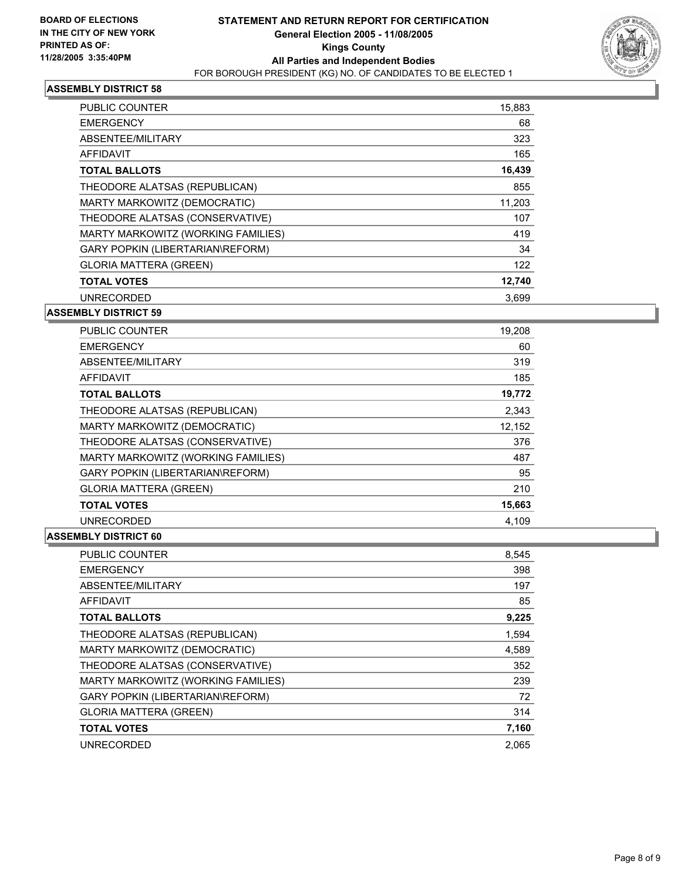**BOARD OF ELECTIONS IN THE CITY OF NEW YORK**
**PRINTED AS OF: 11/28/2005 3:35:40PM**

# STATEMENT AND RETURN REPORT FOR CERTIFICATION
## General Election 2005 - 11/08/2005
## Kings County
## All Parties and Independent Bodies
FOR BOROUGH PRESIDENT (KG) NO. OF CANDIDATES TO BE ELECTED 1

### ASSEMBLY DISTRICT 58

| | |
|---|---|
| PUBLIC COUNTER | 15,883 |
| EMERGENCY | 68 |
| ABSENTEE/MILITARY | 323 |
| AFFIDAVIT | 165 |
| **TOTAL BALLOTS** | **16,439** |
| THEODORE ALATSAS (REPUBLICAN) | 855 |
| MARTY MARKOWITZ (DEMOCRATIC) | 11,203 |
| THEODORE ALATSAS (CONSERVATIVE) | 107 |
| MARTY MARKOWITZ (WORKING FAMILIES) | 419 |
| GARY POPKIN (LIBERTARIAN\REFORM) | 34 |
| GLORIA MATTERA (GREEN) | 122 |
| **TOTAL VOTES** | **12,740** |
| UNRECORDED | 3,699 |

### ASSEMBLY DISTRICT 59

| | |
|---|---|
| PUBLIC COUNTER | 19,208 |
| EMERGENCY | 60 |
| ABSENTEE/MILITARY | 319 |
| AFFIDAVIT | 185 |
| **TOTAL BALLOTS** | **19,772** |
| THEODORE ALATSAS (REPUBLICAN) | 2,343 |
| MARTY MARKOWITZ (DEMOCRATIC) | 12,152 |
| THEODORE ALATSAS (CONSERVATIVE) | 376 |
| MARTY MARKOWITZ (WORKING FAMILIES) | 487 |
| GARY POPKIN (LIBERTARIAN\REFORM) | 95 |
| GLORIA MATTERA (GREEN) | 210 |
| **TOTAL VOTES** | **15,663** |
| UNRECORDED | 4,109 |

### ASSEMBLY DISTRICT 60

| | |
|---|---|
| PUBLIC COUNTER | 8,545 |
| EMERGENCY | 398 |
| ABSENTEE/MILITARY | 197 |
| AFFIDAVIT | 85 |
| **TOTAL BALLOTS** | **9,225** |
| THEODORE ALATSAS (REPUBLICAN) | 1,594 |
| MARTY MARKOWITZ (DEMOCRATIC) | 4,589 |
| THEODORE ALATSAS (CONSERVATIVE) | 352 |
| MARTY MARKOWITZ (WORKING FAMILIES) | 239 |
| GARY POPKIN (LIBERTARIAN\REFORM) | 72 |
| GLORIA MATTERA (GREEN) | 314 |
| **TOTAL VOTES** | **7,160** |
| UNRECORDED | 2,065 |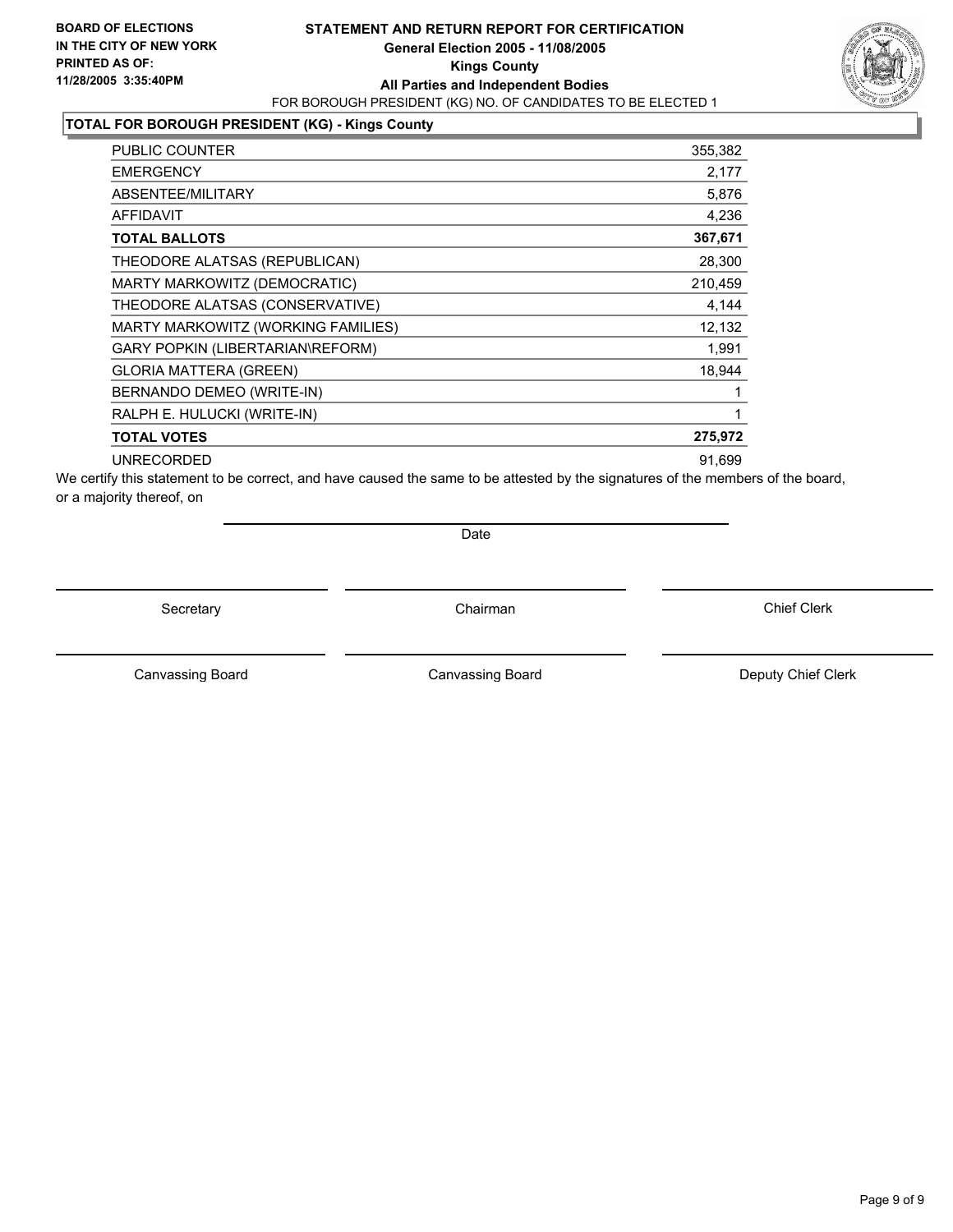**BOARD OF ELECTIONS IN THE CITY OF NEW YORK PRINTED AS OF: 11/28/2005 3:35:40PM**

# STATEMENT AND RETURN REPORT FOR CERTIFICATION

**General Election 2005 - 11/08/2005**

**Kings County**

**All Parties and Independent Bodies**

FOR BOROUGH PRESIDENT (KG) NO. OF CANDIDATES TO BE ELECTED 1

## TOTAL FOR BOROUGH PRESIDENT (KG) - Kings County

| | |
|---|---|
| PUBLIC COUNTER | 355,382 |
| EMERGENCY | 2,177 |
| ABSENTEE/MILITARY | 5,876 |
| AFFIDAVIT | 4,236 |
| **TOTAL BALLOTS** | **367,671** |
| THEODORE ALATSAS (REPUBLICAN) | 28,300 |
| MARTY MARKOWITZ (DEMOCRATIC) | 210,459 |
| THEODORE ALATSAS (CONSERVATIVE) | 4,144 |
| MARTY MARKOWITZ (WORKING FAMILIES) | 12,132 |
| GARY POPKIN (LIBERTARIAN\REFORM) | 1,991 |
| GLORIA MATTERA (GREEN) | 18,944 |
| BERNANDO DEMEO (WRITE-IN) | 1 |
| RALPH E. HULUCKI (WRITE-IN) | 1 |
| **TOTAL VOTES** | **275,972** |
| UNRECORDED | 91,699 |

We certify this statement to be correct, and have caused the same to be attested by the signatures of the members of the board, or a majority thereof, on

Date

Secretary | Chairman | Chief Clerk

Canvassing Board | Canvassing Board | Deputy Chief Clerk